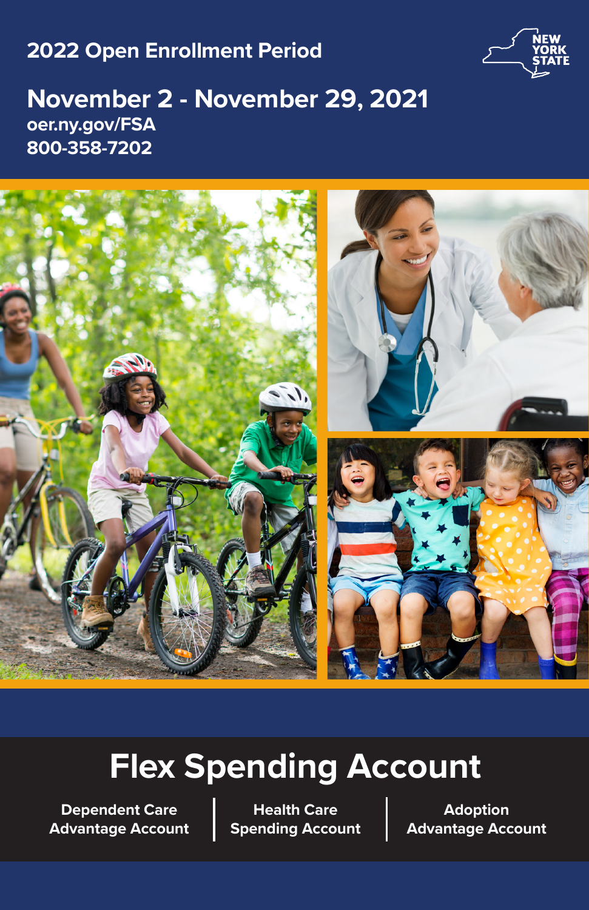## 2022 Open Enrollment Period

NEW YORK STATE

# November 2 - November 29, 2021

**oer.ny.gov/FSA**
**800-358-7202**

# Flex Spending Account

**Dependent Care Advantage Account** | **Health Care Spending Account** | **Adoption Advantage Account**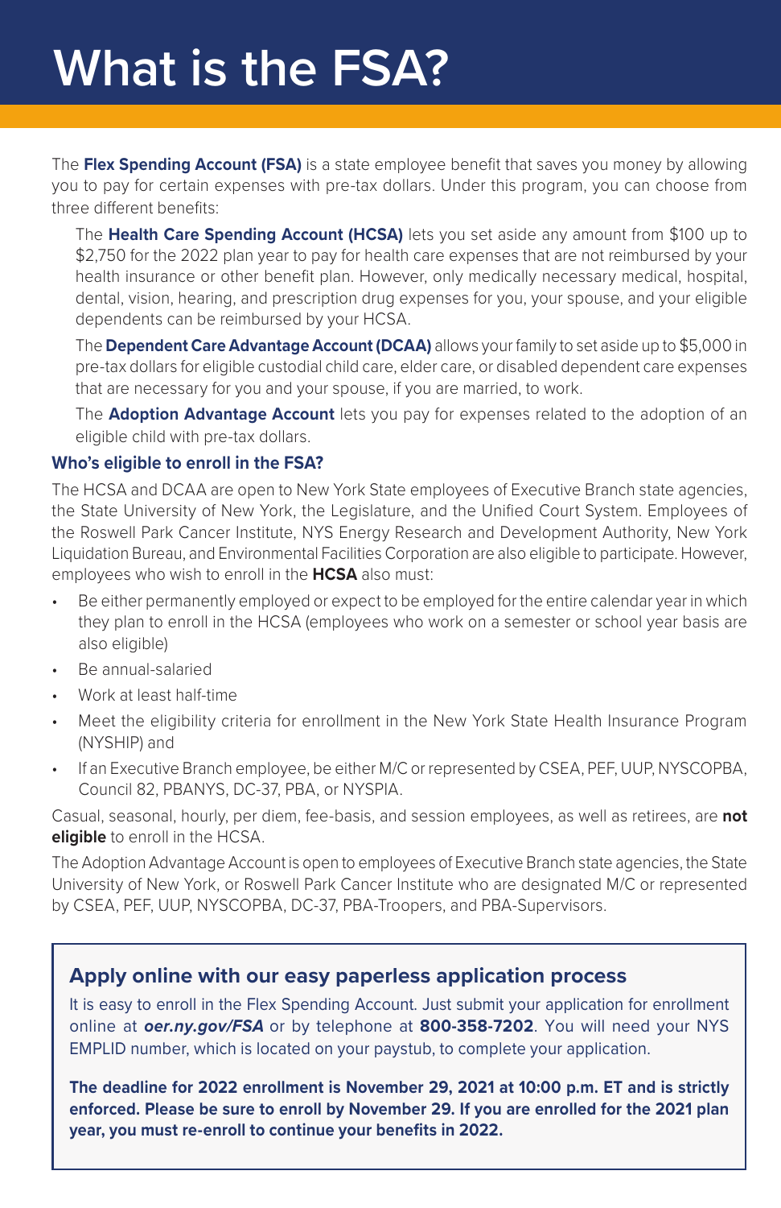# What is the FSA?

The **Flex Spending Account (FSA)** is a state employee benefit that saves you money by allowing you to pay for certain expenses with pre-tax dollars. Under this program, you can choose from three different benefits:

The **Health Care Spending Account (HCSA)** lets you set aside any amount from $100 up to $2,750 for the 2022 plan year to pay for health care expenses that are not reimbursed by your health insurance or other benefit plan. However, only medically necessary medical, hospital, dental, vision, hearing, and prescription drug expenses for you, your spouse, and your eligible dependents can be reimbursed by your HCSA.

The **Dependent Care Advantage Account (DCAA)** allows your family to set aside up to $5,000 in pre-tax dollars for eligible custodial child care, elder care, or disabled dependent care expenses that are necessary for you and your spouse, if you are married, to work.

The **Adoption Advantage Account** lets you pay for expenses related to the adoption of an eligible child with pre-tax dollars.

### Who's eligible to enroll in the FSA?

The HCSA and DCAA are open to New York State employees of Executive Branch state agencies, the State University of New York, the Legislature, and the Unified Court System. Employees of the Roswell Park Cancer Institute, NYS Energy Research and Development Authority, New York Liquidation Bureau, and Environmental Facilities Corporation are also eligible to participate. However, employees who wish to enroll in the **HCSA** also must:

- Be either permanently employed or expect to be employed for the entire calendar year in which they plan to enroll in the HCSA (employees who work on a semester or school year basis are also eligible)
- Be annual-salaried
- Work at least half-time
- Meet the eligibility criteria for enrollment in the New York State Health Insurance Program (NYSHIP) and
- If an Executive Branch employee, be either M/C or represented by CSEA, PEF, UUP, NYSCOPBA, Council 82, PBANYS, DC-37, PBA, or NYSPIA.

Casual, seasonal, hourly, per diem, fee-basis, and session employees, as well as retirees, are **not eligible** to enroll in the HCSA.

The Adoption Advantage Account is open to employees of Executive Branch state agencies, the State University of New York, or Roswell Park Cancer Institute who are designated M/C or represented by CSEA, PEF, UUP, NYSCOPBA, DC-37, PBA-Troopers, and PBA-Supervisors.

### Apply online with our easy paperless application process

It is easy to enroll in the Flex Spending Account. Just submit your application for enrollment online at ***oer.ny.gov/FSA*** or by telephone at **800-358-7202**. You will need your NYS EMPLID number, which is located on your paystub, to complete your application.

**The deadline for 2022 enrollment is November 29, 2021 at 10:00 p.m. ET and is strictly enforced. Please be sure to enroll by November 29. If you are enrolled for the 2021 plan year, you must re-enroll to continue your benefits in 2022.**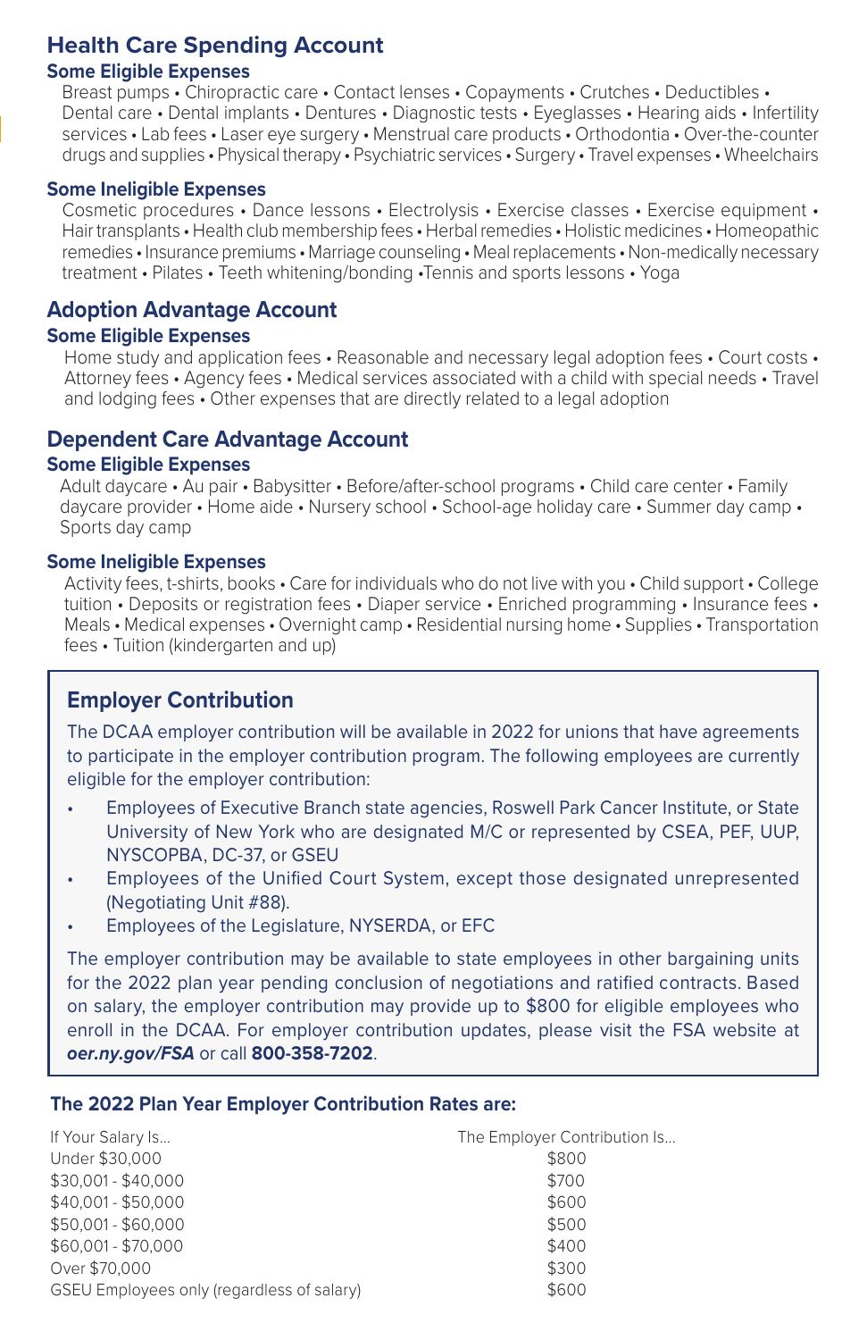## Health Care Spending Account

### Some Eligible Expenses

Breast pumps • Chiropractic care • Contact lenses • Copayments • Crutches • Deductibles • Dental care • Dental implants • Dentures • Diagnostic tests • Eyeglasses • Hearing aids • Infertility services • Lab fees • Laser eye surgery • Menstrual care products • Orthodontia • Over-the-counter drugs and supplies • Physical therapy • Psychiatric services • Surgery • Travel expenses • Wheelchairs

### Some Ineligible Expenses

Cosmetic procedures • Dance lessons • Electrolysis • Exercise classes • Exercise equipment • Hair transplants • Health club membership fees • Herbal remedies • Holistic medicines • Homeopathic remedies • Insurance premiums • Marriage counseling • Meal replacements • Non-medically necessary treatment • Pilates • Teeth whitening/bonding •Tennis and sports lessons • Yoga

## Adoption Advantage Account

### Some Eligible Expenses

Home study and application fees • Reasonable and necessary legal adoption fees • Court costs • Attorney fees • Agency fees • Medical services associated with a child with special needs • Travel and lodging fees • Other expenses that are directly related to a legal adoption

## Dependent Care Advantage Account

### Some Eligible Expenses

Adult daycare • Au pair • Babysitter • Before/after-school programs • Child care center • Family daycare provider • Home aide • Nursery school • School-age holiday care • Summer day camp • Sports day camp

### Some Ineligible Expenses

Activity fees, t-shirts, books • Care for individuals who do not live with you • Child support • College tuition • Deposits or registration fees • Diaper service • Enriched programming • Insurance fees • Meals • Medical expenses • Overnight camp • Residential nursing home • Supplies • Transportation fees • Tuition (kindergarten and up)

### Employer Contribution

The DCAA employer contribution will be available in 2022 for unions that have agreements to participate in the employer contribution program. The following employees are currently eligible for the employer contribution:

- Employees of Executive Branch state agencies, Roswell Park Cancer Institute, or State University of New York who are designated M/C or represented by CSEA, PEF, UUP, NYSCOPBA, DC-37, or GSEU
- Employees of the Unified Court System, except those designated unrepresented (Negotiating Unit #88).
- Employees of the Legislature, NYSERDA, or EFC

The employer contribution may be available to state employees in other bargaining units for the 2022 plan year pending conclusion of negotiations and ratified contracts. Based on salary, the employer contribution may provide up to $800 for eligible employees who enroll in the DCAA. For employer contribution updates, please visit the FSA website at ***oer.ny.gov/FSA*** or call **800-358-7202**.

### The 2022 Plan Year Employer Contribution Rates are:

| If Your Salary Is... | The Employer Contribution Is... |
|---|---|
| Under $30,000 | $800 |
| $30,001 - $40,000 | $700 |
| $40,001 - $50,000 | $600 |
| $50,001 - $60,000 | $500 |
| $60,001 - $70,000 | $400 |
| Over $70,000 | $300 |
| GSEU Employees only (regardless of salary) | $600 |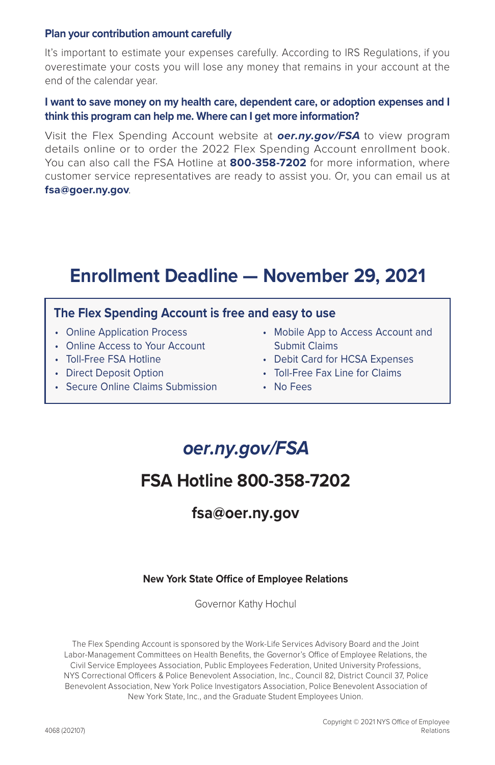### Plan your contribution amount carefully

It's important to estimate your expenses carefully. According to IRS Regulations, if you overestimate your costs you will lose any money that remains in your account at the end of the calendar year.

### I want to save money on my health care, dependent care, or adoption expenses and I think this program can help me. Where can I get more information?

Visit the Flex Spending Account website at ***oer.ny.gov/FSA*** to view program details online or to order the 2022 Flex Spending Account enrollment book. You can also call the FSA Hotline at **800-358-7202** for more information, where customer service representatives are ready to assist you. Or, you can email us at **fsa@goer.ny.gov**.

# Enrollment Deadline — November 29, 2021

## The Flex Spending Account is free and easy to use

- Online Application Process
- Online Access to Your Account
- Toll-Free FSA Hotline
- Direct Deposit Option
- Secure Online Claims Submission
- Mobile App to Access Account and Submit Claims
- Debit Card for HCSA Expenses
- Toll-Free Fax Line for Claims
- No Fees

## *oer.ny.gov/FSA*

## FSA Hotline 800-358-7202

### fsa@oer.ny.gov

**New York State Office of Employee Relations**

Governor Kathy Hochul

The Flex Spending Account is sponsored by the Work-Life Services Advisory Board and the Joint Labor-Management Committees on Health Benefits, the Governor's Office of Employee Relations, the Civil Service Employees Association, Public Employees Federation, United University Professions, NYS Correctional Officers & Police Benevolent Association, Inc., Council 82, District Council 37, Police Benevolent Association, New York Police Investigators Association, Police Benevolent Association of New York State, Inc., and the Graduate Student Employees Union.

4068 (202107)

Copyright © 2021 NYS Office of Employee Relations